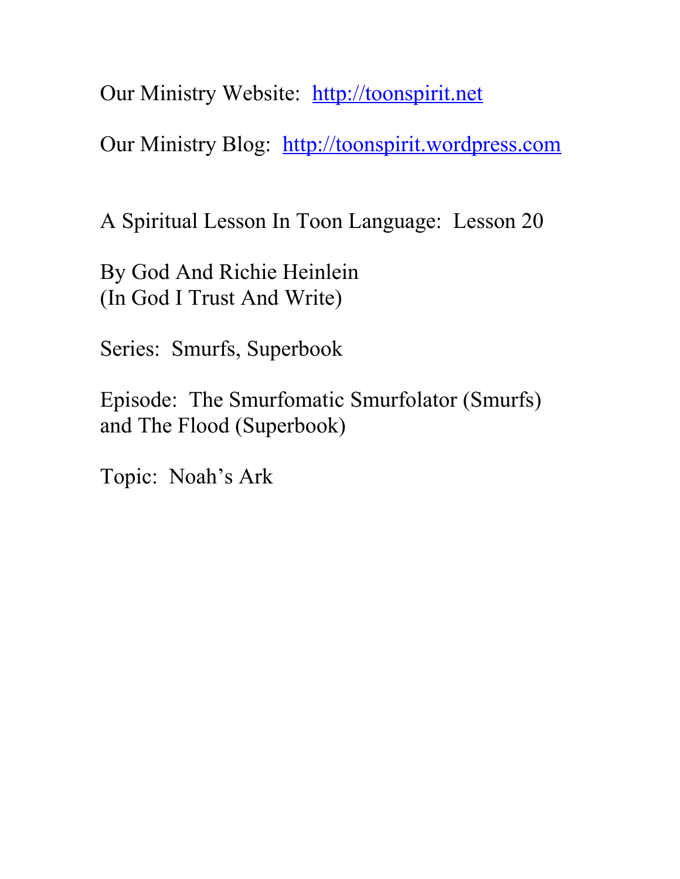Our Ministry Website: [http://toonspirit.net](http://toonspirit.net)

Our Ministry Blog: [http://toonspirit.wordpress.com](http://toonspirit.wordpress.com)

A Spiritual Lesson In Toon Language: Lesson 20

By God And Richie Heinlein
(In God I Trust And Write)

Series: Smurfs, Superbook

Episode: The Smurfomatic Smurfolator (Smurfs) and The Flood (Superbook)

Topic: Noah's Ark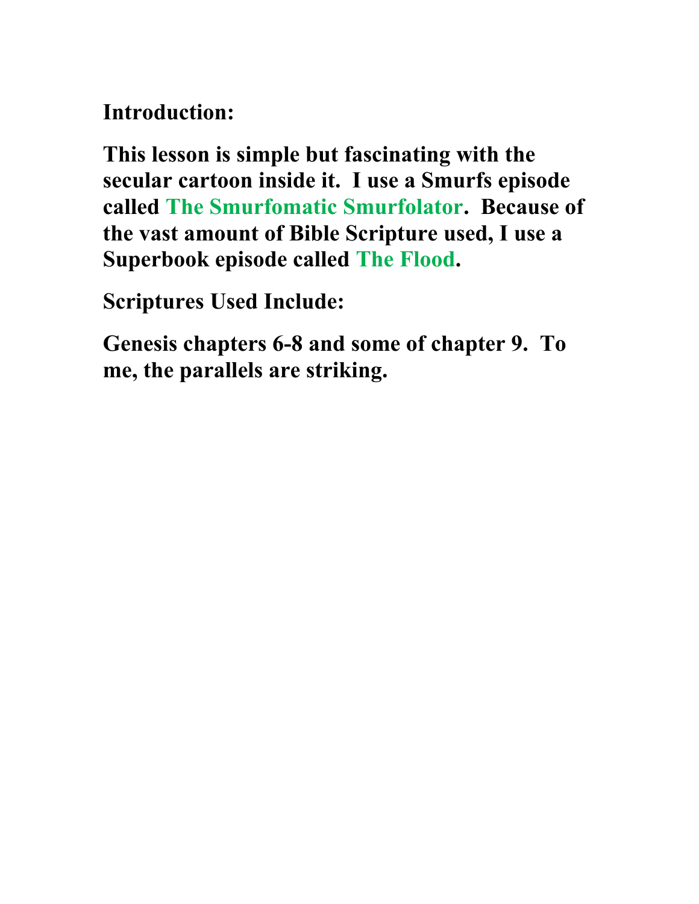**Introduction:**

**This lesson is simple but fascinating with the secular cartoon inside it. I use a Smurfs episode called The Smurfomatic Smurfolator. Because of the vast amount of Bible Scripture used, I use a Superbook episode called The Flood.**

**Scriptures Used Include:**

**Genesis chapters 6-8 and some of chapter 9. To me, the parallels are striking.**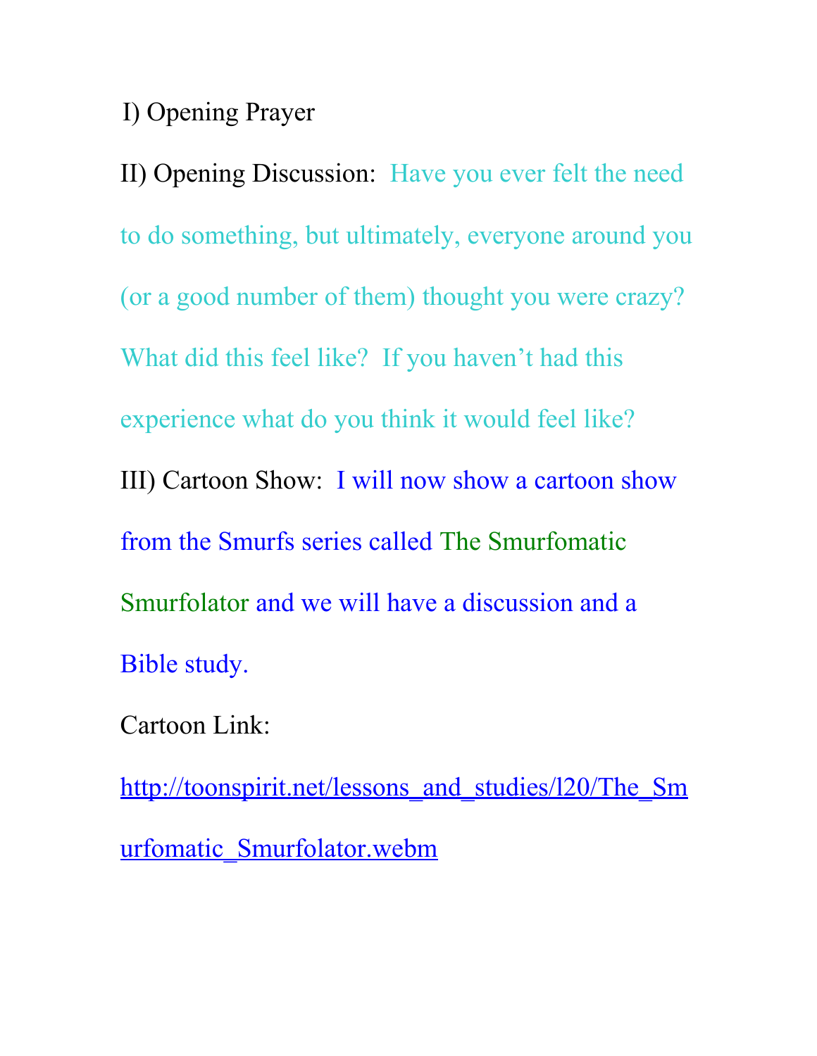I) Opening Prayer

II) Opening Discussion: Have you ever felt the need to do something, but ultimately, everyone around you (or a good number of them) thought you were crazy? What did this feel like? If you haven't had this experience what do you think it would feel like?

III) Cartoon Show: I will now show a cartoon show from the Smurfs series called The Smurfomatic Smurfolator and we will have a discussion and a Bible study.

Cartoon Link:

http://toonspirit.net/lessons_and_studies/l20/The_Smurfomatic_Smurfolator.webm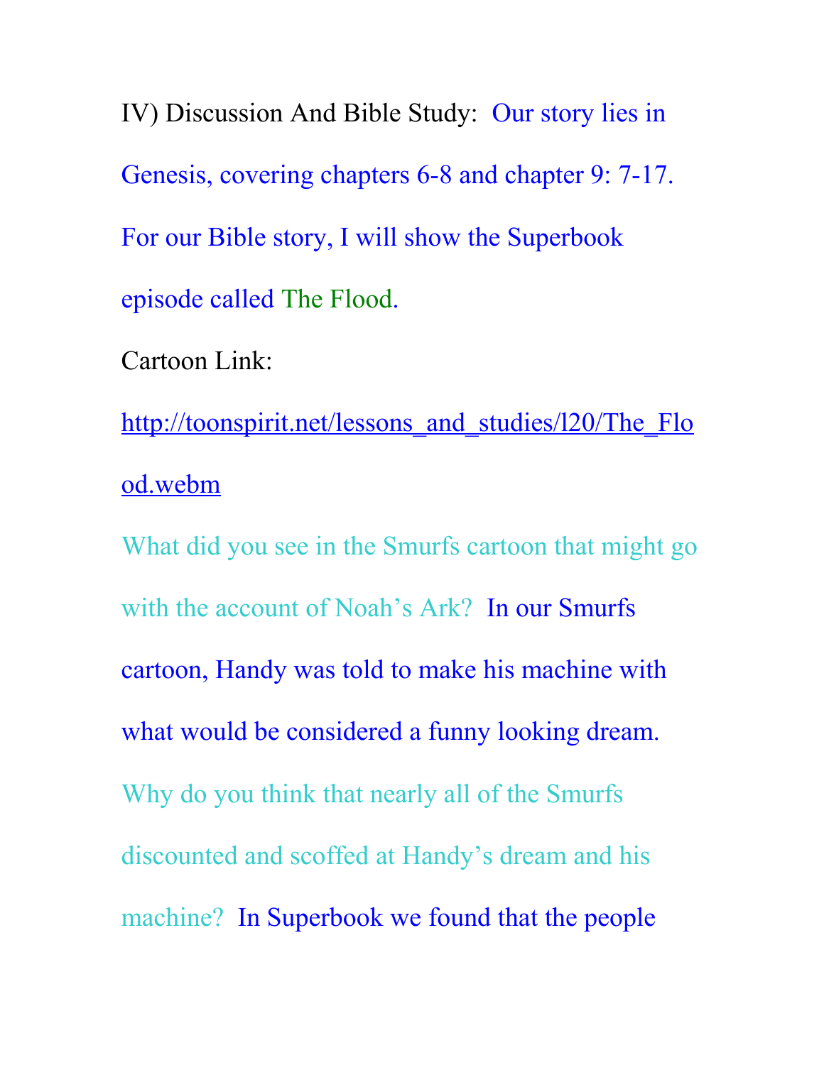IV) Discussion And Bible Study: Our story lies in Genesis, covering chapters 6-8 and chapter 9: 7-17. For our Bible story, I will show the Superbook episode called The Flood.

Cartoon Link:

http://toonspirit.net/lessons_and_studies/l20/The_Flood.webm

What did you see in the Smurfs cartoon that might go with the account of Noah's Ark? In our Smurfs cartoon, Handy was told to make his machine with what would be considered a funny looking dream. Why do you think that nearly all of the Smurfs discounted and scoffed at Handy's dream and his machine? In Superbook we found that the people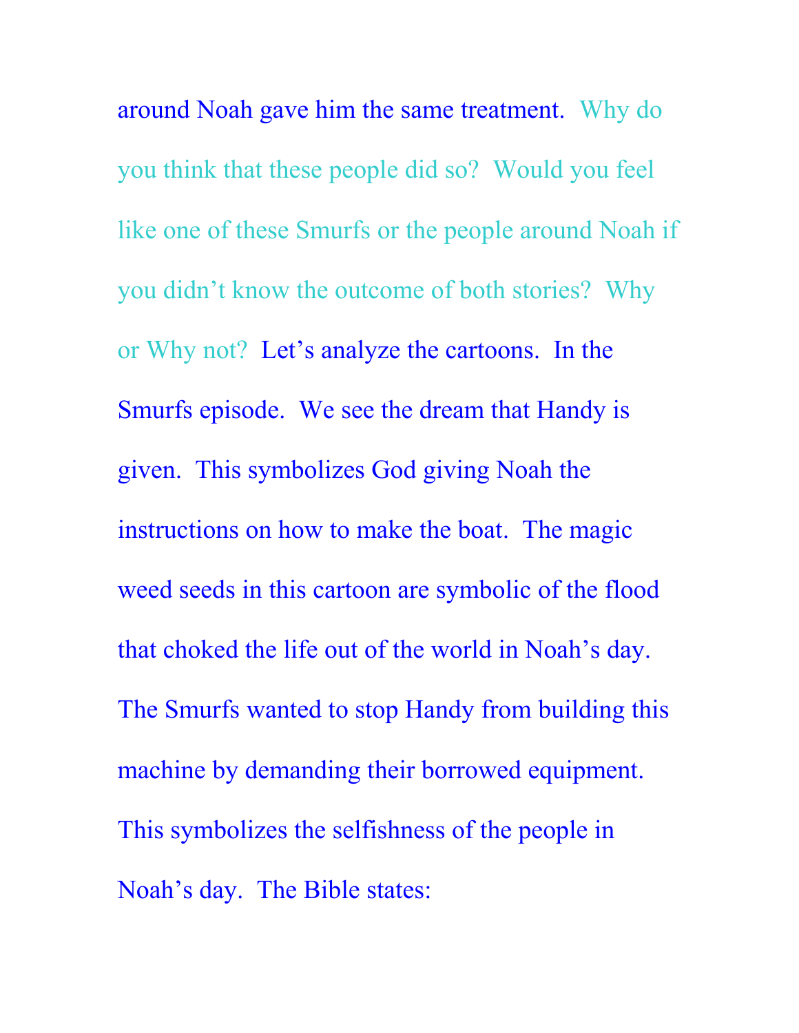around Noah gave him the same treatment. Why do you think that these people did so? Would you feel like one of these Smurfs or the people around Noah if you didn't know the outcome of both stories? Why or Why not? Let's analyze the cartoons. In the Smurfs episode. We see the dream that Handy is given. This symbolizes God giving Noah the instructions on how to make the boat. The magic weed seeds in this cartoon are symbolic of the flood that choked the life out of the world in Noah's day. The Smurfs wanted to stop Handy from building this machine by demanding their borrowed equipment. This symbolizes the selfishness of the people in Noah's day. The Bible states: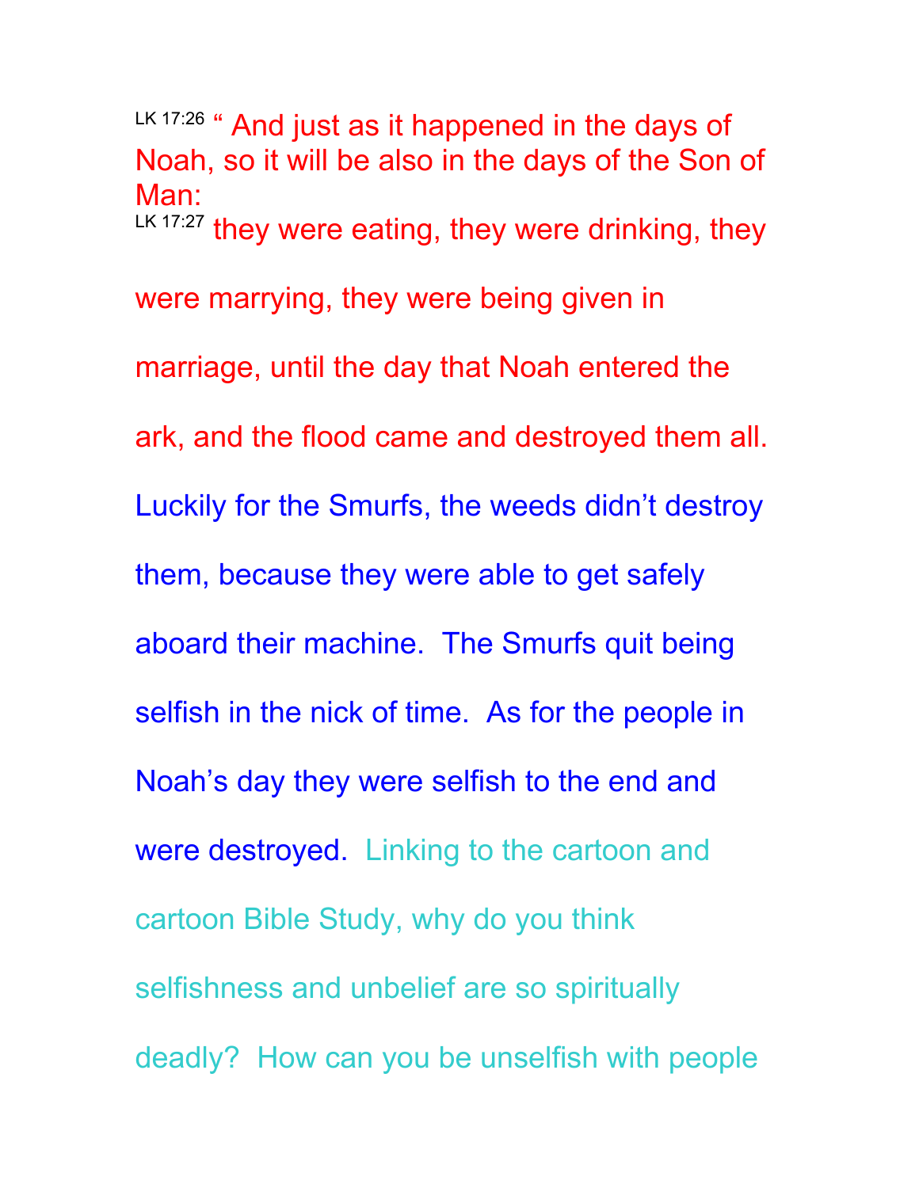LK 17:26 " And just as it happened in the days of Noah, so it will be also in the days of the Son of Man:

LK 17:27 they were eating, they were drinking, they were marrying, they were being given in marriage, until the day that Noah entered the ark, and the flood came and destroyed them all.

Luckily for the Smurfs, the weeds didn't destroy them, because they were able to get safely aboard their machine. The Smurfs quit being selfish in the nick of time. As for the people in Noah's day they were selfish to the end and were destroyed. Linking to the cartoon and cartoon Bible Study, why do you think selfishness and unbelief are so spiritually deadly? How can you be unselfish with people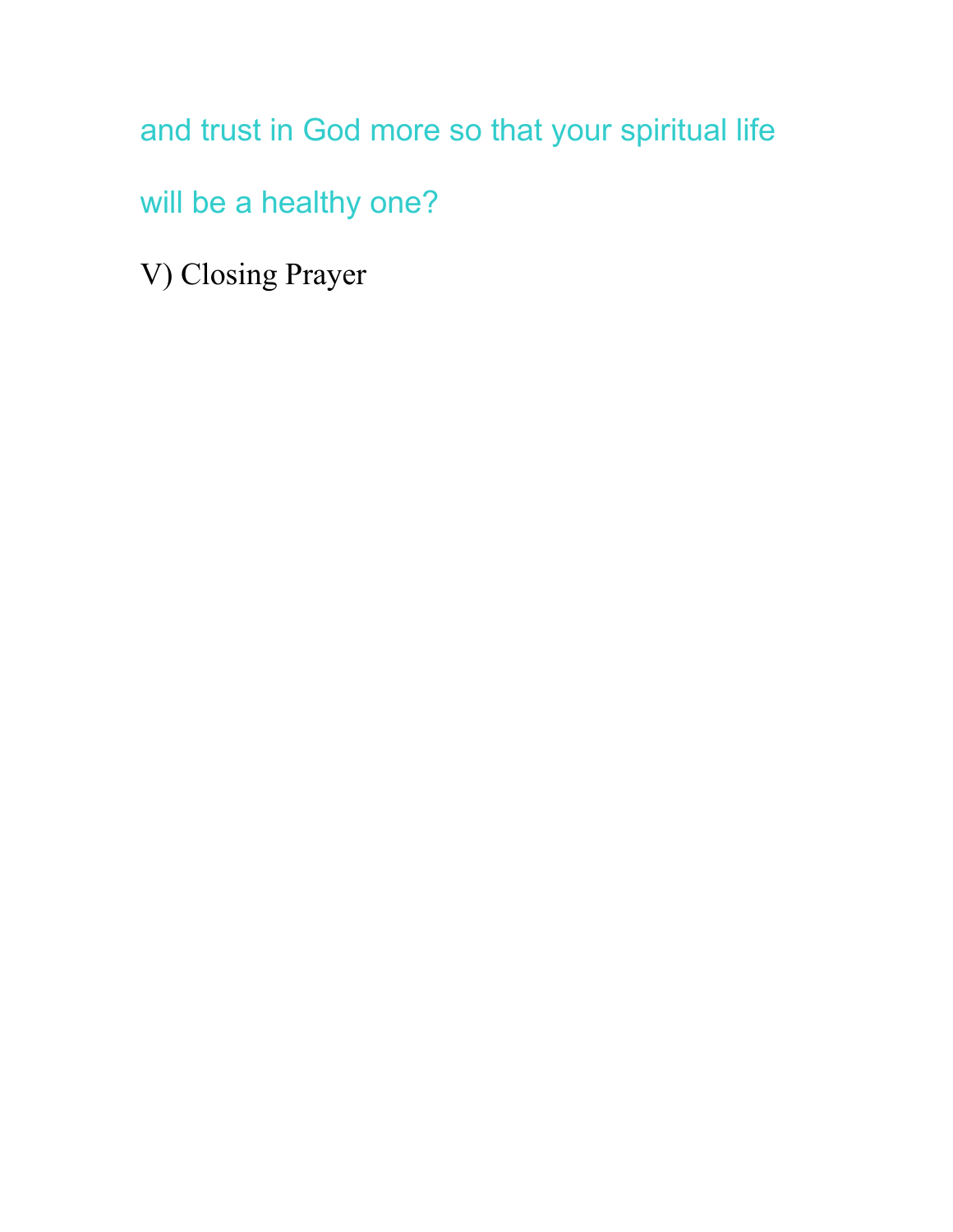and trust in God more so that your spiritual life will be a healthy one?

V) Closing Prayer